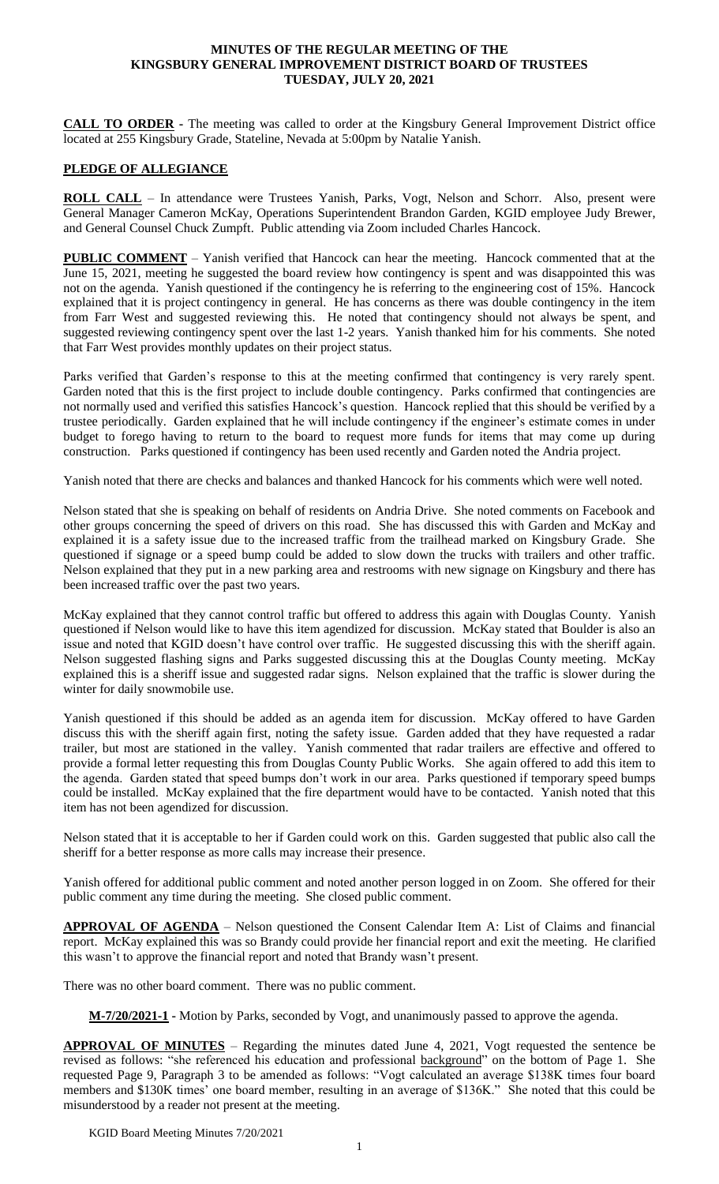# MINUTES OF THE REGULAR MEETING OF THE KINGSBURY GENERAL IMPROVEMENT DISTRICT BOARD OF TRUSTEES TUESDAY, JULY 20, 2021

**CALL TO ORDER -** The meeting was called to order at the Kingsbury General Improvement District office located at 255 Kingsbury Grade, Stateline, Nevada at 5:00pm by Natalie Yanish.

**PLEDGE OF ALLEGIANCE**

**ROLL CALL** – In attendance were Trustees Yanish, Parks, Vogt, Nelson and Schorr. Also, present were General Manager Cameron McKay, Operations Superintendent Brandon Garden, KGID employee Judy Brewer, and General Counsel Chuck Zumpft. Public attending via Zoom included Charles Hancock.

**PUBLIC COMMENT** – Yanish verified that Hancock can hear the meeting. Hancock commented that at the June 15, 2021, meeting he suggested the board review how contingency is spent and was disappointed this was not on the agenda. Yanish questioned if the contingency he is referring to the engineering cost of 15%. Hancock explained that it is project contingency in general. He has concerns as there was double contingency in the item from Farr West and suggested reviewing this. He noted that contingency should not always be spent, and suggested reviewing contingency spent over the last 1-2 years. Yanish thanked him for his comments. She noted that Farr West provides monthly updates on their project status.

Parks verified that Garden's response to this at the meeting confirmed that contingency is very rarely spent. Garden noted that this is the first project to include double contingency. Parks confirmed that contingencies are not normally used and verified this satisfies Hancock's question. Hancock replied that this should be verified by a trustee periodically. Garden explained that he will include contingency if the engineer's estimate comes in under budget to forego having to return to the board to request more funds for items that may come up during construction. Parks questioned if contingency has been used recently and Garden noted the Andria project.

Yanish noted that there are checks and balances and thanked Hancock for his comments which were well noted.

Nelson stated that she is speaking on behalf of residents on Andria Drive. She noted comments on Facebook and other groups concerning the speed of drivers on this road. She has discussed this with Garden and McKay and explained it is a safety issue due to the increased traffic from the trailhead marked on Kingsbury Grade. She questioned if signage or a speed bump could be added to slow down the trucks with trailers and other traffic. Nelson explained that they put in a new parking area and restrooms with new signage on Kingsbury and there has been increased traffic over the past two years.

McKay explained that they cannot control traffic but offered to address this again with Douglas County. Yanish questioned if Nelson would like to have this item agendized for discussion. McKay stated that Boulder is also an issue and noted that KGID doesn't have control over traffic. He suggested discussing this with the sheriff again. Nelson suggested flashing signs and Parks suggested discussing this at the Douglas County meeting. McKay explained this is a sheriff issue and suggested radar signs. Nelson explained that the traffic is slower during the winter for daily snowmobile use.

Yanish questioned if this should be added as an agenda item for discussion. McKay offered to have Garden discuss this with the sheriff again first, noting the safety issue. Garden added that they have requested a radar trailer, but most are stationed in the valley. Yanish commented that radar trailers are effective and offered to provide a formal letter requesting this from Douglas County Public Works. She again offered to add this item to the agenda. Garden stated that speed bumps don't work in our area. Parks questioned if temporary speed bumps could be installed. McKay explained that the fire department would have to be contacted. Yanish noted that this item has not been agendized for discussion.

Nelson stated that it is acceptable to her if Garden could work on this. Garden suggested that public also call the sheriff for a better response as more calls may increase their presence.

Yanish offered for additional public comment and noted another person logged in on Zoom. She offered for their public comment any time during the meeting. She closed public comment.

**APPROVAL OF AGENDA** – Nelson questioned the Consent Calendar Item A: List of Claims and financial report. McKay explained this was so Brandy could provide her financial report and exit the meeting. He clarified this wasn't to approve the financial report and noted that Brandy wasn't present.

There was no other board comment. There was no public comment.

**M-7/20/2021-1 -** Motion by Parks, seconded by Vogt, and unanimously passed to approve the agenda.

**APPROVAL OF MINUTES** – Regarding the minutes dated June 4, 2021, Vogt requested the sentence be revised as follows: "she referenced his education and professional background" on the bottom of Page 1. She requested Page 9, Paragraph 3 to be amended as follows: "Vogt calculated an average \$138K times four board members and \$130K times' one board member, resulting in an average of \$136K." She noted that this could be misunderstood by a reader not present at the meeting.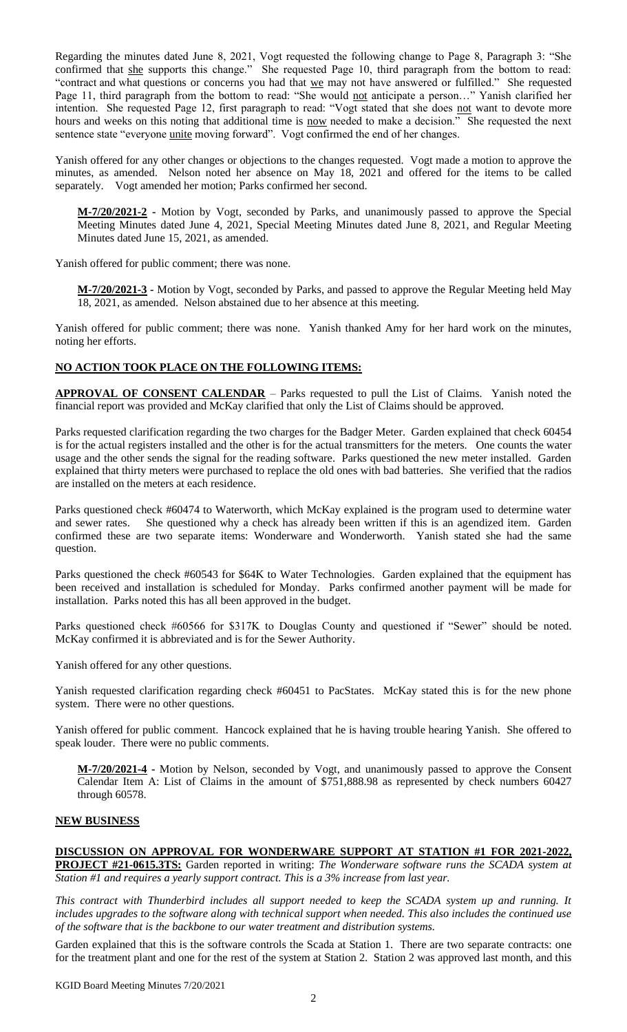Regarding the minutes dated June 8, 2021, Vogt requested the following change to Page 8, Paragraph 3: "She confirmed that she supports this change." She requested Page 10, third paragraph from the bottom to read: "contract and what questions or concerns you had that we may not have answered or fulfilled." She requested Page 11, third paragraph from the bottom to read: "She would not anticipate a person…" Yanish clarified her intention. She requested Page 12, first paragraph to read: "Vogt stated that she does not want to devote more hours and weeks on this noting that additional time is now needed to make a decision." She requested the next sentence state "everyone unite moving forward". Vogt confirmed the end of her changes.

Yanish offered for any other changes or objections to the changes requested. Vogt made a motion to approve the minutes, as amended. Nelson noted her absence on May 18, 2021 and offered for the items to be called separately. Vogt amended her motion; Parks confirmed her second.

> **M-7/20/2021-2 -** Motion by Vogt, seconded by Parks, and unanimously passed to approve the Special Meeting Minutes dated June 4, 2021, Special Meeting Minutes dated June 8, 2021, and Regular Meeting Minutes dated June 15, 2021, as amended.

Yanish offered for public comment; there was none.

> **M-7/20/2021-3 -** Motion by Vogt, seconded by Parks, and passed to approve the Regular Meeting held May 18, 2021, as amended. Nelson abstained due to her absence at this meeting.

Yanish offered for public comment; there was none. Yanish thanked Amy for her hard work on the minutes, noting her efforts.

## NO ACTION TOOK PLACE ON THE FOLLOWING ITEMS:

**APPROVAL OF CONSENT CALENDAR** – Parks requested to pull the List of Claims. Yanish noted the financial report was provided and McKay clarified that only the List of Claims should be approved.

Parks requested clarification regarding the two charges for the Badger Meter. Garden explained that check 60454 is for the actual registers installed and the other is for the actual transmitters for the meters. One counts the water usage and the other sends the signal for the reading software. Parks questioned the new meter installed. Garden explained that thirty meters were purchased to replace the old ones with bad batteries. She verified that the radios are installed on the meters at each residence.

Parks questioned check #60474 to Waterworth, which McKay explained is the program used to determine water and sewer rates. She questioned why a check has already been written if this is an agendized item. Garden confirmed these are two separate items: Wonderware and Wonderworth. Yanish stated she had the same question.

Parks questioned the check #60543 for $64K to Water Technologies. Garden explained that the equipment has been received and installation is scheduled for Monday. Parks confirmed another payment will be made for installation. Parks noted this has all been approved in the budget.

Parks questioned check #60566 for $317K to Douglas County and questioned if "Sewer" should be noted. McKay confirmed it is abbreviated and is for the Sewer Authority.

Yanish offered for any other questions.

Yanish requested clarification regarding check #60451 to PacStates. McKay stated this is for the new phone system. There were no other questions.

Yanish offered for public comment. Hancock explained that he is having trouble hearing Yanish. She offered to speak louder. There were no public comments.

> **M-7/20/2021-4 -** Motion by Nelson, seconded by Vogt, and unanimously passed to approve the Consent Calendar Item A: List of Claims in the amount of $751,888.98 as represented by check numbers 60427 through 60578.

## NEW BUSINESS

**DISCUSSION ON APPROVAL FOR WONDERWARE SUPPORT AT STATION #1 FOR 2021-2022, PROJECT #21-0615.3TS:** Garden reported in writing: *The Wonderware software runs the SCADA system at Station #1 and requires a yearly support contract. This is a 3% increase from last year.*

*This contract with Thunderbird includes all support needed to keep the SCADA system up and running. It includes upgrades to the software along with technical support when needed. This also includes the continued use of the software that is the backbone to our water treatment and distribution systems.*

Garden explained that this is the software controls the Scada at Station 1. There are two separate contracts: one for the treatment plant and one for the rest of the system at Station 2. Station 2 was approved last month, and this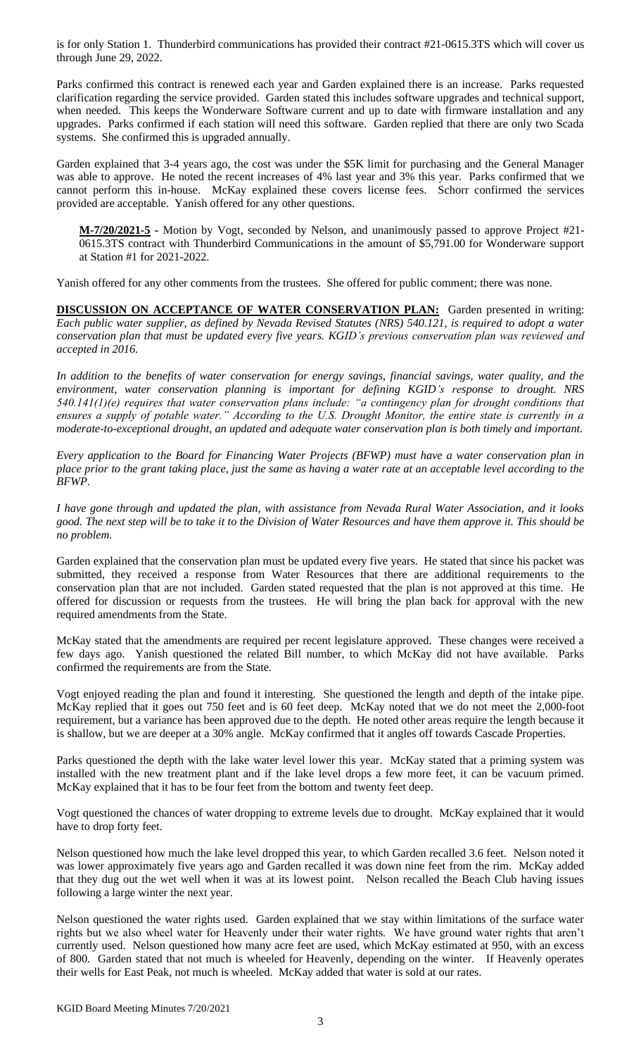is for only Station 1. Thunderbird communications has provided their contract #21-0615.3TS which will cover us through June 29, 2022.

Parks confirmed this contract is renewed each year and Garden explained there is an increase. Parks requested clarification regarding the service provided. Garden stated this includes software upgrades and technical support, when needed. This keeps the Wonderware Software current and up to date with firmware installation and any upgrades. Parks confirmed if each station will need this software. Garden replied that there are only two Scada systems. She confirmed this is upgraded annually.

Garden explained that 3-4 years ago, the cost was under the $5K limit for purchasing and the General Manager was able to approve. He noted the recent increases of 4% last year and 3% this year. Parks confirmed that we cannot perform this in-house. McKay explained these covers license fees. Schorr confirmed the services provided are acceptable. Yanish offered for any other questions.

> **M-7/20/2021-5** - Motion by Vogt, seconded by Nelson, and unanimously passed to approve Project #21-0615.3TS contract with Thunderbird Communications in the amount of $5,791.00 for Wonderware support at Station #1 for 2021-2022.

Yanish offered for any other comments from the trustees. She offered for public comment; there was none.

**DISCUSSION ON ACCEPTANCE OF WATER CONSERVATION PLAN:** Garden presented in writing: *Each public water supplier, as defined by Nevada Revised Statutes (NRS) 540.121, is required to adopt a water conservation plan that must be updated every five years. KGID's previous conservation plan was reviewed and accepted in 2016.*

*In addition to the benefits of water conservation for energy savings, financial savings, water quality, and the environment, water conservation planning is important for defining KGID's response to drought. NRS 540.141(1)(e) requires that water conservation plans include: "a contingency plan for drought conditions that ensures a supply of potable water." According to the U.S. Drought Monitor, the entire state is currently in a moderate-to-exceptional drought, an updated and adequate water conservation plan is both timely and important.*

*Every application to the Board for Financing Water Projects (BFWP) must have a water conservation plan in place prior to the grant taking place, just the same as having a water rate at an acceptable level according to the BFWP.*

*I have gone through and updated the plan, with assistance from Nevada Rural Water Association, and it looks good. The next step will be to take it to the Division of Water Resources and have them approve it. This should be no problem.*

Garden explained that the conservation plan must be updated every five years. He stated that since his packet was submitted, they received a response from Water Resources that there are additional requirements to the conservation plan that are not included. Garden stated requested that the plan is not approved at this time. He offered for discussion or requests from the trustees. He will bring the plan back for approval with the new required amendments from the State.

McKay stated that the amendments are required per recent legislature approved. These changes were received a few days ago. Yanish questioned the related Bill number, to which McKay did not have available. Parks confirmed the requirements are from the State.

Vogt enjoyed reading the plan and found it interesting. She questioned the length and depth of the intake pipe. McKay replied that it goes out 750 feet and is 60 feet deep. McKay noted that we do not meet the 2,000-foot requirement, but a variance has been approved due to the depth. He noted other areas require the length because it is shallow, but we are deeper at a 30% angle. McKay confirmed that it angles off towards Cascade Properties.

Parks questioned the depth with the lake water level lower this year. McKay stated that a priming system was installed with the new treatment plant and if the lake level drops a few more feet, it can be vacuum primed. McKay explained that it has to be four feet from the bottom and twenty feet deep.

Vogt questioned the chances of water dropping to extreme levels due to drought. McKay explained that it would have to drop forty feet.

Nelson questioned how much the lake level dropped this year, to which Garden recalled 3.6 feet. Nelson noted it was lower approximately five years ago and Garden recalled it was down nine feet from the rim. McKay added that they dug out the wet well when it was at its lowest point. Nelson recalled the Beach Club having issues following a large winter the next year.

Nelson questioned the water rights used. Garden explained that we stay within limitations of the surface water rights but we also wheel water for Heavenly under their water rights. We have ground water rights that aren't currently used. Nelson questioned how many acre feet are used, which McKay estimated at 950, with an excess of 800. Garden stated that not much is wheeled for Heavenly, depending on the winter. If Heavenly operates their wells for East Peak, not much is wheeled. McKay added that water is sold at our rates.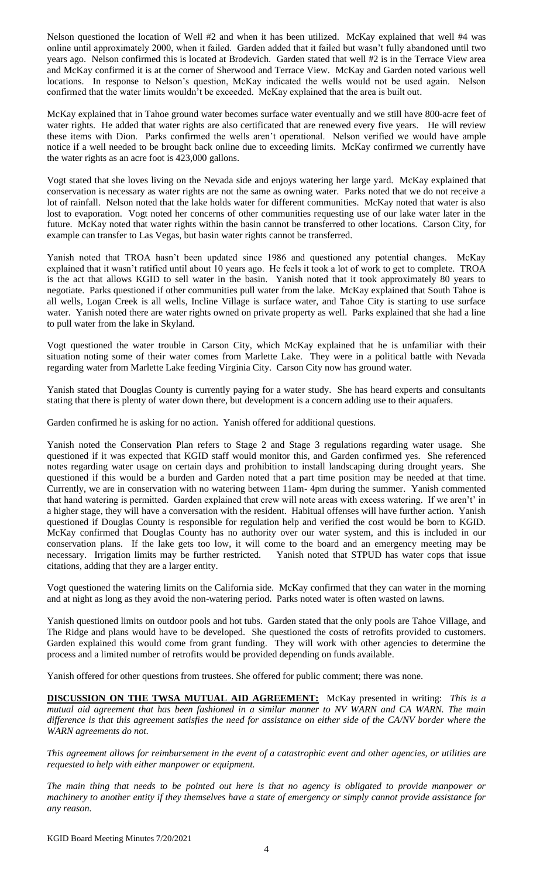Nelson questioned the location of Well #2 and when it has been utilized. McKay explained that well #4 was online until approximately 2000, when it failed. Garden added that it failed but wasn't fully abandoned until two years ago. Nelson confirmed this is located at Brodevich. Garden stated that well #2 is in the Terrace View area and McKay confirmed it is at the corner of Sherwood and Terrace View. McKay and Garden noted various well locations. In response to Nelson's question, McKay indicated the wells would not be used again. Nelson confirmed that the water limits wouldn't be exceeded. McKay explained that the area is built out.

McKay explained that in Tahoe ground water becomes surface water eventually and we still have 800-acre feet of water rights. He added that water rights are also certificated that are renewed every five years. He will review these items with Dion. Parks confirmed the wells aren't operational. Nelson verified we would have ample notice if a well needed to be brought back online due to exceeding limits. McKay confirmed we currently have the water rights as an acre foot is 423,000 gallons.

Vogt stated that she loves living on the Nevada side and enjoys watering her large yard. McKay explained that conservation is necessary as water rights are not the same as owning water. Parks noted that we do not receive a lot of rainfall. Nelson noted that the lake holds water for different communities. McKay noted that water is also lost to evaporation. Vogt noted her concerns of other communities requesting use of our lake water later in the future. McKay noted that water rights within the basin cannot be transferred to other locations. Carson City, for example can transfer to Las Vegas, but basin water rights cannot be transferred.

Yanish noted that TROA hasn't been updated since 1986 and questioned any potential changes. McKay explained that it wasn't ratified until about 10 years ago. He feels it took a lot of work to get to complete. TROA is the act that allows KGID to sell water in the basin. Yanish noted that it took approximately 80 years to negotiate. Parks questioned if other communities pull water from the lake. McKay explained that South Tahoe is all wells, Logan Creek is all wells, Incline Village is surface water, and Tahoe City is starting to use surface water. Yanish noted there are water rights owned on private property as well. Parks explained that she had a line to pull water from the lake in Skyland.

Vogt questioned the water trouble in Carson City, which McKay explained that he is unfamiliar with their situation noting some of their water comes from Marlette Lake. They were in a political battle with Nevada regarding water from Marlette Lake feeding Virginia City. Carson City now has ground water.

Yanish stated that Douglas County is currently paying for a water study. She has heard experts and consultants stating that there is plenty of water down there, but development is a concern adding use to their aquafers.

Garden confirmed he is asking for no action. Yanish offered for additional questions.

Yanish noted the Conservation Plan refers to Stage 2 and Stage 3 regulations regarding water usage. She questioned if it was expected that KGID staff would monitor this, and Garden confirmed yes. She referenced notes regarding water usage on certain days and prohibition to install landscaping during drought years. She questioned if this would be a burden and Garden noted that a part time position may be needed at that time. Currently, we are in conservation with no watering between 11am- 4pm during the summer. Yanish commented that hand watering is permitted. Garden explained that crew will note areas with excess watering. If we aren't' in a higher stage, they will have a conversation with the resident. Habitual offenses will have further action. Yanish questioned if Douglas County is responsible for regulation help and verified the cost would be born to KGID. McKay confirmed that Douglas County has no authority over our water system, and this is included in our conservation plans. If the lake gets too low, it will come to the board and an emergency meeting may be necessary. Irrigation limits may be further restricted. Yanish noted that STPUD has water cops that issue citations, adding that they are a larger entity.

Vogt questioned the watering limits on the California side. McKay confirmed that they can water in the morning and at night as long as they avoid the non-watering period. Parks noted water is often wasted on lawns.

Yanish questioned limits on outdoor pools and hot tubs. Garden stated that the only pools are Tahoe Village, and The Ridge and plans would have to be developed. She questioned the costs of retrofits provided to customers. Garden explained this would come from grant funding. They will work with other agencies to determine the process and a limited number of retrofits would be provided depending on funds available.

Yanish offered for other questions from trustees. She offered for public comment; there was none.

**DISCUSSION ON THE TWSA MUTUAL AID AGREEMENT:** McKay presented in writing: *This is a mutual aid agreement that has been fashioned in a similar manner to NV WARN and CA WARN. The main difference is that this agreement satisfies the need for assistance on either side of the CA/NV border where the WARN agreements do not.*

*This agreement allows for reimbursement in the event of a catastrophic event and other agencies, or utilities are requested to help with either manpower or equipment.*

*The main thing that needs to be pointed out here is that no agency is obligated to provide manpower or machinery to another entity if they themselves have a state of emergency or simply cannot provide assistance for any reason.*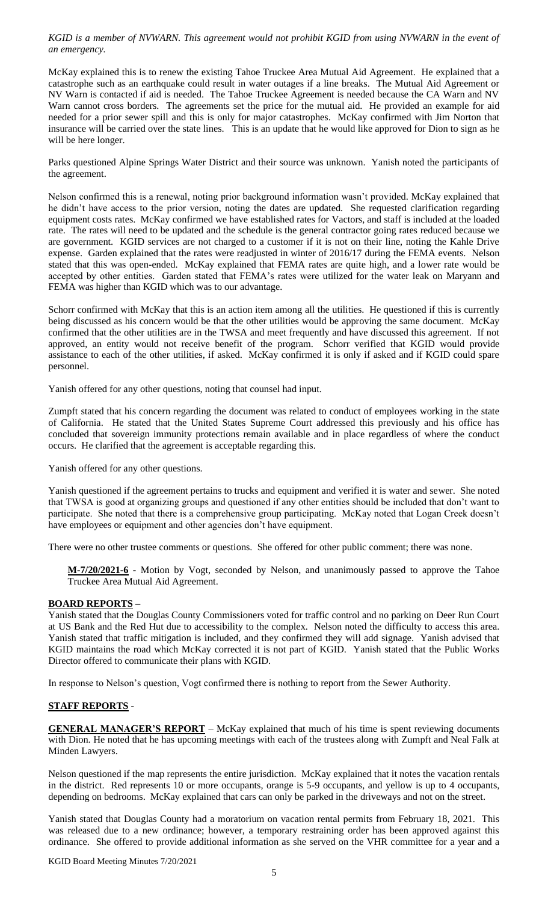*KGID is a member of NVWARN. This agreement would not prohibit KGID from using NVWARN in the event of an emergency.*

McKay explained this is to renew the existing Tahoe Truckee Area Mutual Aid Agreement. He explained that a catastrophe such as an earthquake could result in water outages if a line breaks. The Mutual Aid Agreement or NV Warn is contacted if aid is needed. The Tahoe Truckee Agreement is needed because the CA Warn and NV Warn cannot cross borders. The agreements set the price for the mutual aid. He provided an example for aid needed for a prior sewer spill and this is only for major catastrophes. McKay confirmed with Jim Norton that insurance will be carried over the state lines. This is an update that he would like approved for Dion to sign as he will be here longer.

Parks questioned Alpine Springs Water District and their source was unknown. Yanish noted the participants of the agreement.

Nelson confirmed this is a renewal, noting prior background information wasn't provided. McKay explained that he didn't have access to the prior version, noting the dates are updated. She requested clarification regarding equipment costs rates. McKay confirmed we have established rates for Vactors, and staff is included at the loaded rate. The rates will need to be updated and the schedule is the general contractor going rates reduced because we are government. KGID services are not charged to a customer if it is not on their line, noting the Kahle Drive expense. Garden explained that the rates were readjusted in winter of 2016/17 during the FEMA events. Nelson stated that this was open-ended. McKay explained FEMA rates are quite high, and a lower rate would be accepted by other entities. Garden stated that FEMA's rates were utilized for the water leak on Maryann and FEMA was higher than KGID which was to our advantage.

Schorr confirmed with McKay that this is an action item among all the utilities. He questioned if this is currently being discussed as his concern would be that the other utilities would be approving the same document. McKay confirmed that the other utilities are in the TWSA and meet frequently and have discussed this agreement. If not approved, an entity would not receive benefit of the program. Schorr verified that KGID would provide assistance to each of the other utilities, if asked. McKay confirmed it is only if asked and if KGID could spare personnel.

Yanish offered for any other questions, noting that counsel had input.

Zumpft stated that his concern regarding the document was related to conduct of employees working in the state of California. He stated that the United States Supreme Court addressed this previously and his office has concluded that sovereign immunity protections remain available and in place regardless of where the conduct occurs. He clarified that the agreement is acceptable regarding this.

Yanish offered for any other questions.

Yanish questioned if the agreement pertains to trucks and equipment and verified it is water and sewer. She noted that TWSA is good at organizing groups and questioned if any other entities should be included that don't want to participate. She noted that there is a comprehensive group participating. McKay noted that Logan Creek doesn't have employees or equipment and other agencies don't have equipment.

There were no other trustee comments or questions. She offered for other public comment; there was none.

> **M-7/20/2021-6** - Motion by Vogt, seconded by Nelson, and unanimously passed to approve the Tahoe Truckee Area Mutual Aid Agreement.

**BOARD REPORTS –**

Yanish stated that the Douglas County Commissioners voted for traffic control and no parking on Deer Run Court at US Bank and the Red Hut due to accessibility to the complex. Nelson noted the difficulty to access this area. Yanish stated that traffic mitigation is included, and they confirmed they will add signage. Yanish advised that KGID maintains the road which McKay corrected it is not part of KGID. Yanish stated that the Public Works Director offered to communicate their plans with KGID.

In response to Nelson's question, Vogt confirmed there is nothing to report from the Sewer Authority.

**STAFF REPORTS -**

**GENERAL MANAGER'S REPORT** – McKay explained that much of his time is spent reviewing documents with Dion. He noted that he has upcoming meetings with each of the trustees along with Zumpft and Neal Falk at Minden Lawyers.

Nelson questioned if the map represents the entire jurisdiction. McKay explained that it notes the vacation rentals in the district. Red represents 10 or more occupants, orange is 5-9 occupants, and yellow is up to 4 occupants, depending on bedrooms. McKay explained that cars can only be parked in the driveways and not on the street.

Yanish stated that Douglas County had a moratorium on vacation rental permits from February 18, 2021. This was released due to a new ordinance; however, a temporary restraining order has been approved against this ordinance. She offered to provide additional information as she served on the VHR committee for a year and a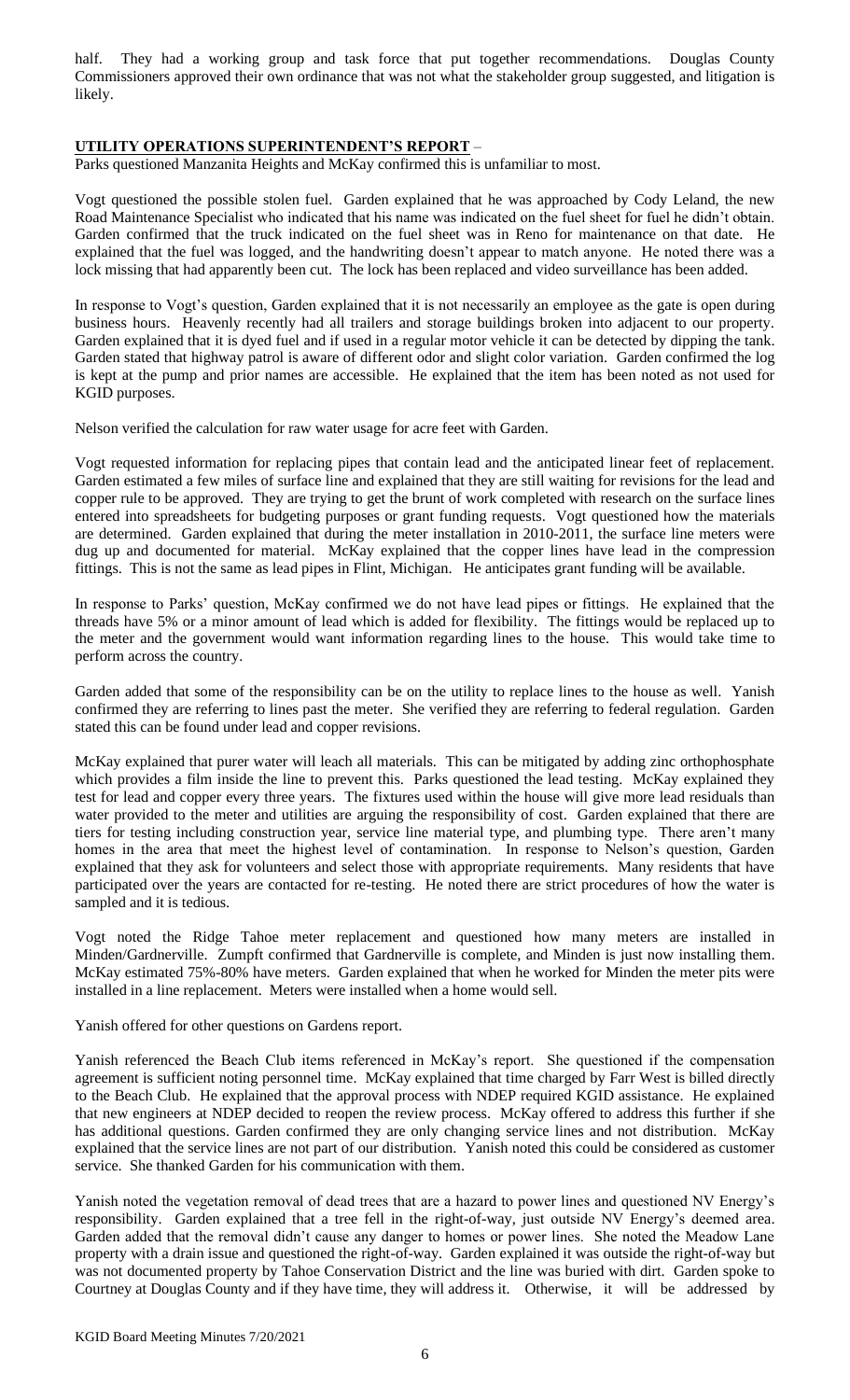half. They had a working group and task force that put together recommendations. Douglas County Commissioners approved their own ordinance that was not what the stakeholder group suggested, and litigation is likely.

**UTILITY OPERATIONS SUPERINTENDENT'S REPORT** –

Parks questioned Manzanita Heights and McKay confirmed this is unfamiliar to most.

Vogt questioned the possible stolen fuel. Garden explained that he was approached by Cody Leland, the new Road Maintenance Specialist who indicated that his name was indicated on the fuel sheet for fuel he didn't obtain. Garden confirmed that the truck indicated on the fuel sheet was in Reno for maintenance on that date. He explained that the fuel was logged, and the handwriting doesn't appear to match anyone. He noted there was a lock missing that had apparently been cut. The lock has been replaced and video surveillance has been added.

In response to Vogt's question, Garden explained that it is not necessarily an employee as the gate is open during business hours. Heavenly recently had all trailers and storage buildings broken into adjacent to our property. Garden explained that it is dyed fuel and if used in a regular motor vehicle it can be detected by dipping the tank. Garden stated that highway patrol is aware of different odor and slight color variation. Garden confirmed the log is kept at the pump and prior names are accessible. He explained that the item has been noted as not used for KGID purposes.

Nelson verified the calculation for raw water usage for acre feet with Garden.

Vogt requested information for replacing pipes that contain lead and the anticipated linear feet of replacement. Garden estimated a few miles of surface line and explained that they are still waiting for revisions for the lead and copper rule to be approved. They are trying to get the brunt of work completed with research on the surface lines entered into spreadsheets for budgeting purposes or grant funding requests. Vogt questioned how the materials are determined. Garden explained that during the meter installation in 2010-2011, the surface line meters were dug up and documented for material. McKay explained that the copper lines have lead in the compression fittings. This is not the same as lead pipes in Flint, Michigan. He anticipates grant funding will be available.

In response to Parks' question, McKay confirmed we do not have lead pipes or fittings. He explained that the threads have 5% or a minor amount of lead which is added for flexibility. The fittings would be replaced up to the meter and the government would want information regarding lines to the house. This would take time to perform across the country.

Garden added that some of the responsibility can be on the utility to replace lines to the house as well. Yanish confirmed they are referring to lines past the meter. She verified they are referring to federal regulation. Garden stated this can be found under lead and copper revisions.

McKay explained that purer water will leach all materials. This can be mitigated by adding zinc orthophosphate which provides a film inside the line to prevent this. Parks questioned the lead testing. McKay explained they test for lead and copper every three years. The fixtures used within the house will give more lead residuals than water provided to the meter and utilities are arguing the responsibility of cost. Garden explained that there are tiers for testing including construction year, service line material type, and plumbing type. There aren't many homes in the area that meet the highest level of contamination. In response to Nelson's question, Garden explained that they ask for volunteers and select those with appropriate requirements. Many residents that have participated over the years are contacted for re-testing. He noted there are strict procedures of how the water is sampled and it is tedious.

Vogt noted the Ridge Tahoe meter replacement and questioned how many meters are installed in Minden/Gardnerville. Zumpft confirmed that Gardnerville is complete, and Minden is just now installing them. McKay estimated 75%-80% have meters. Garden explained that when he worked for Minden the meter pits were installed in a line replacement. Meters were installed when a home would sell.

Yanish offered for other questions on Gardens report.

Yanish referenced the Beach Club items referenced in McKay's report. She questioned if the compensation agreement is sufficient noting personnel time. McKay explained that time charged by Farr West is billed directly to the Beach Club. He explained that the approval process with NDEP required KGID assistance. He explained that new engineers at NDEP decided to reopen the review process. McKay offered to address this further if she has additional questions. Garden confirmed they are only changing service lines and not distribution. McKay explained that the service lines are not part of our distribution. Yanish noted this could be considered as customer service. She thanked Garden for his communication with them.

Yanish noted the vegetation removal of dead trees that are a hazard to power lines and questioned NV Energy's responsibility. Garden explained that a tree fell in the right-of-way, just outside NV Energy's deemed area. Garden added that the removal didn't cause any danger to homes or power lines. She noted the Meadow Lane property with a drain issue and questioned the right-of-way. Garden explained it was outside the right-of-way but was not documented property by Tahoe Conservation District and the line was buried with dirt. Garden spoke to Courtney at Douglas County and if they have time, they will address it. Otherwise, it will be addressed by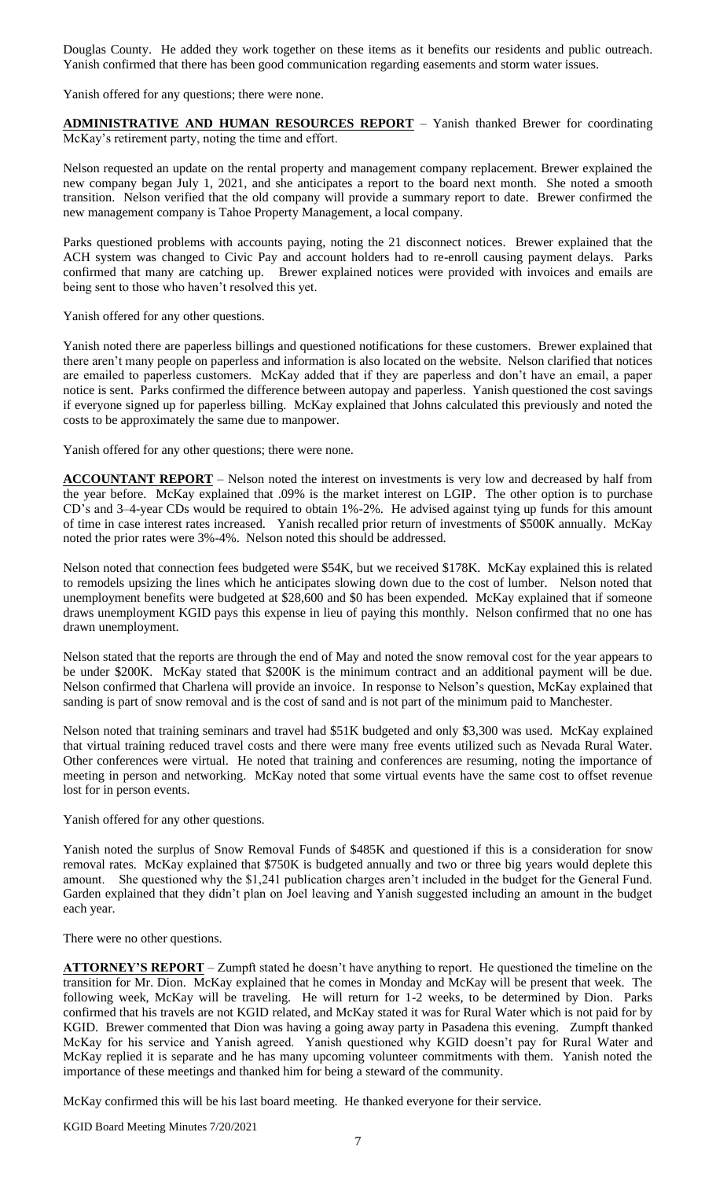Douglas County. He added they work together on these items as it benefits our residents and public outreach. Yanish confirmed that there has been good communication regarding easements and storm water issues.

Yanish offered for any questions; there were none.

**ADMINISTRATIVE AND HUMAN RESOURCES REPORT** – Yanish thanked Brewer for coordinating McKay's retirement party, noting the time and effort.

Nelson requested an update on the rental property and management company replacement. Brewer explained the new company began July 1, 2021, and she anticipates a report to the board next month. She noted a smooth transition. Nelson verified that the old company will provide a summary report to date. Brewer confirmed the new management company is Tahoe Property Management, a local company.

Parks questioned problems with accounts paying, noting the 21 disconnect notices. Brewer explained that the ACH system was changed to Civic Pay and account holders had to re-enroll causing payment delays. Parks confirmed that many are catching up. Brewer explained notices were provided with invoices and emails are being sent to those who haven't resolved this yet.

Yanish offered for any other questions.

Yanish noted there are paperless billings and questioned notifications for these customers. Brewer explained that there aren't many people on paperless and information is also located on the website. Nelson clarified that notices are emailed to paperless customers. McKay added that if they are paperless and don't have an email, a paper notice is sent. Parks confirmed the difference between autopay and paperless. Yanish questioned the cost savings if everyone signed up for paperless billing. McKay explained that Johns calculated this previously and noted the costs to be approximately the same due to manpower.

Yanish offered for any other questions; there were none.

**ACCOUNTANT REPORT** – Nelson noted the interest on investments is very low and decreased by half from the year before. McKay explained that .09% is the market interest on LGIP. The other option is to purchase CD's and 3–4-year CDs would be required to obtain 1%-2%. He advised against tying up funds for this amount of time in case interest rates increased. Yanish recalled prior return of investments of $500K annually. McKay noted the prior rates were 3%-4%. Nelson noted this should be addressed.

Nelson noted that connection fees budgeted were $54K, but we received $178K. McKay explained this is related to remodels upsizing the lines which he anticipates slowing down due to the cost of lumber. Nelson noted that unemployment benefits were budgeted at $28,600 and $0 has been expended. McKay explained that if someone draws unemployment KGID pays this expense in lieu of paying this monthly. Nelson confirmed that no one has drawn unemployment.

Nelson stated that the reports are through the end of May and noted the snow removal cost for the year appears to be under $200K. McKay stated that $200K is the minimum contract and an additional payment will be due. Nelson confirmed that Charlena will provide an invoice. In response to Nelson's question, McKay explained that sanding is part of snow removal and is the cost of sand and is not part of the minimum paid to Manchester.

Nelson noted that training seminars and travel had $51K budgeted and only $3,300 was used. McKay explained that virtual training reduced travel costs and there were many free events utilized such as Nevada Rural Water. Other conferences were virtual. He noted that training and conferences are resuming, noting the importance of meeting in person and networking. McKay noted that some virtual events have the same cost to offset revenue lost for in person events.

Yanish offered for any other questions.

Yanish noted the surplus of Snow Removal Funds of $485K and questioned if this is a consideration for snow removal rates. McKay explained that $750K is budgeted annually and two or three big years would deplete this amount. She questioned why the $1,241 publication charges aren't included in the budget for the General Fund. Garden explained that they didn't plan on Joel leaving and Yanish suggested including an amount in the budget each year.

There were no other questions.

**ATTORNEY'S REPORT** – Zumpft stated he doesn't have anything to report. He questioned the timeline on the transition for Mr. Dion. McKay explained that he comes in Monday and McKay will be present that week. The following week, McKay will be traveling. He will return for 1-2 weeks, to be determined by Dion. Parks confirmed that his travels are not KGID related, and McKay stated it was for Rural Water which is not paid for by KGID. Brewer commented that Dion was having a going away party in Pasadena this evening. Zumpft thanked McKay for his service and Yanish agreed. Yanish questioned why KGID doesn't pay for Rural Water and McKay replied it is separate and he has many upcoming volunteer commitments with them. Yanish noted the importance of these meetings and thanked him for being a steward of the community.

McKay confirmed this will be his last board meeting. He thanked everyone for their service.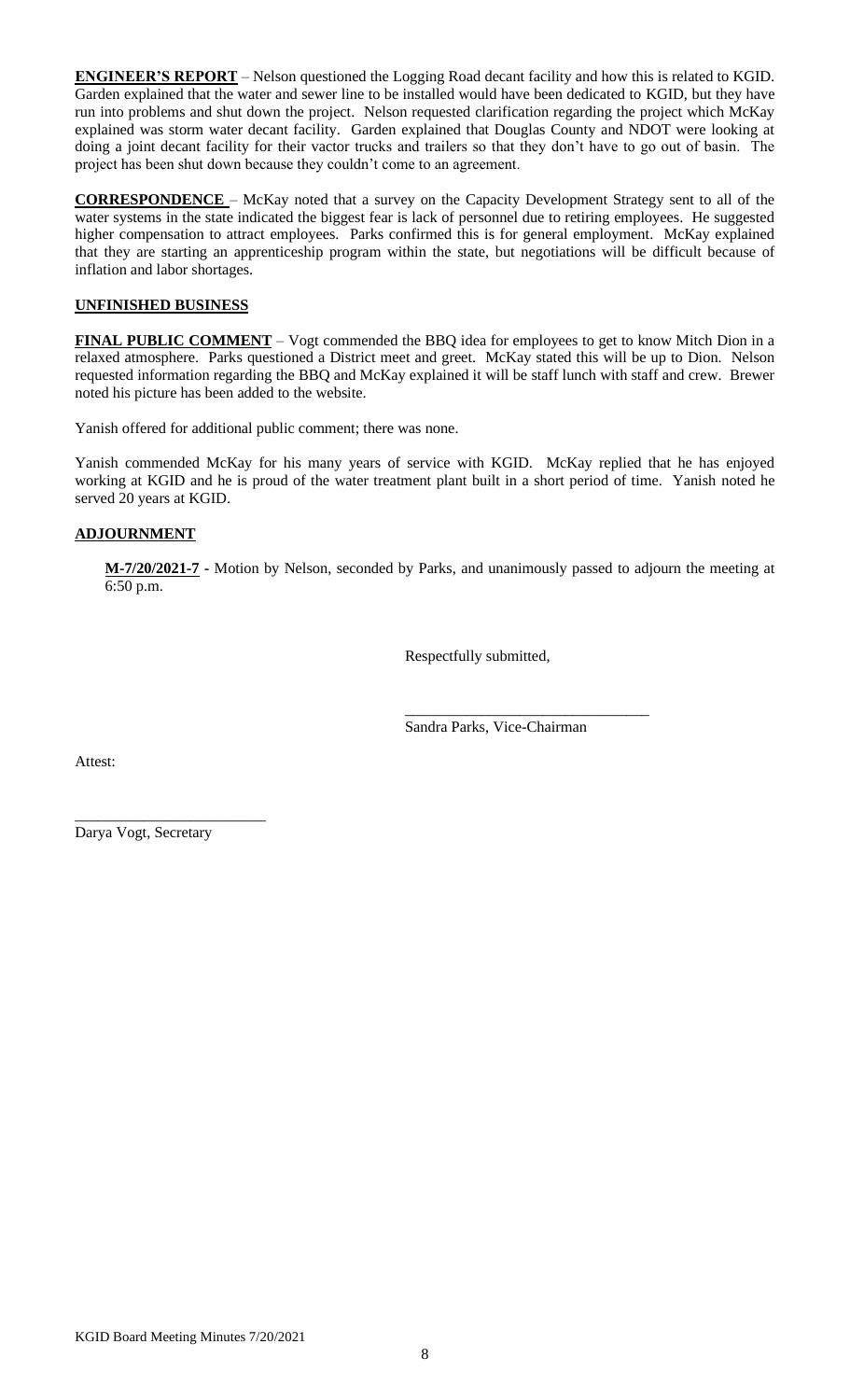**ENGINEER'S REPORT** – Nelson questioned the Logging Road decant facility and how this is related to KGID. Garden explained that the water and sewer line to be installed would have been dedicated to KGID, but they have run into problems and shut down the project. Nelson requested clarification regarding the project which McKay explained was storm water decant facility. Garden explained that Douglas County and NDOT were looking at doing a joint decant facility for their vactor trucks and trailers so that they don't have to go out of basin. The project has been shut down because they couldn't come to an agreement.

**CORRESPONDENCE** – McKay noted that a survey on the Capacity Development Strategy sent to all of the water systems in the state indicated the biggest fear is lack of personnel due to retiring employees. He suggested higher compensation to attract employees. Parks confirmed this is for general employment. McKay explained that they are starting an apprenticeship program within the state, but negotiations will be difficult because of inflation and labor shortages.

**UNFINISHED BUSINESS**

**FINAL PUBLIC COMMENT** – Vogt commended the BBQ idea for employees to get to know Mitch Dion in a relaxed atmosphere. Parks questioned a District meet and greet. McKay stated this will be up to Dion. Nelson requested information regarding the BBQ and McKay explained it will be staff lunch with staff and crew. Brewer noted his picture has been added to the website.

Yanish offered for additional public comment; there was none.

Yanish commended McKay for his many years of service with KGID. McKay replied that he has enjoyed working at KGID and he is proud of the water treatment plant built in a short period of time. Yanish noted he served 20 years at KGID.

**ADJOURNMENT**

**M-7/20/2021-7** - Motion by Nelson, seconded by Parks, and unanimously passed to adjourn the meeting at 6:50 p.m.

Respectfully submitted,

_______________________________
Sandra Parks, Vice-Chairman

Attest:

_________________________
Darya Vogt, Secretary